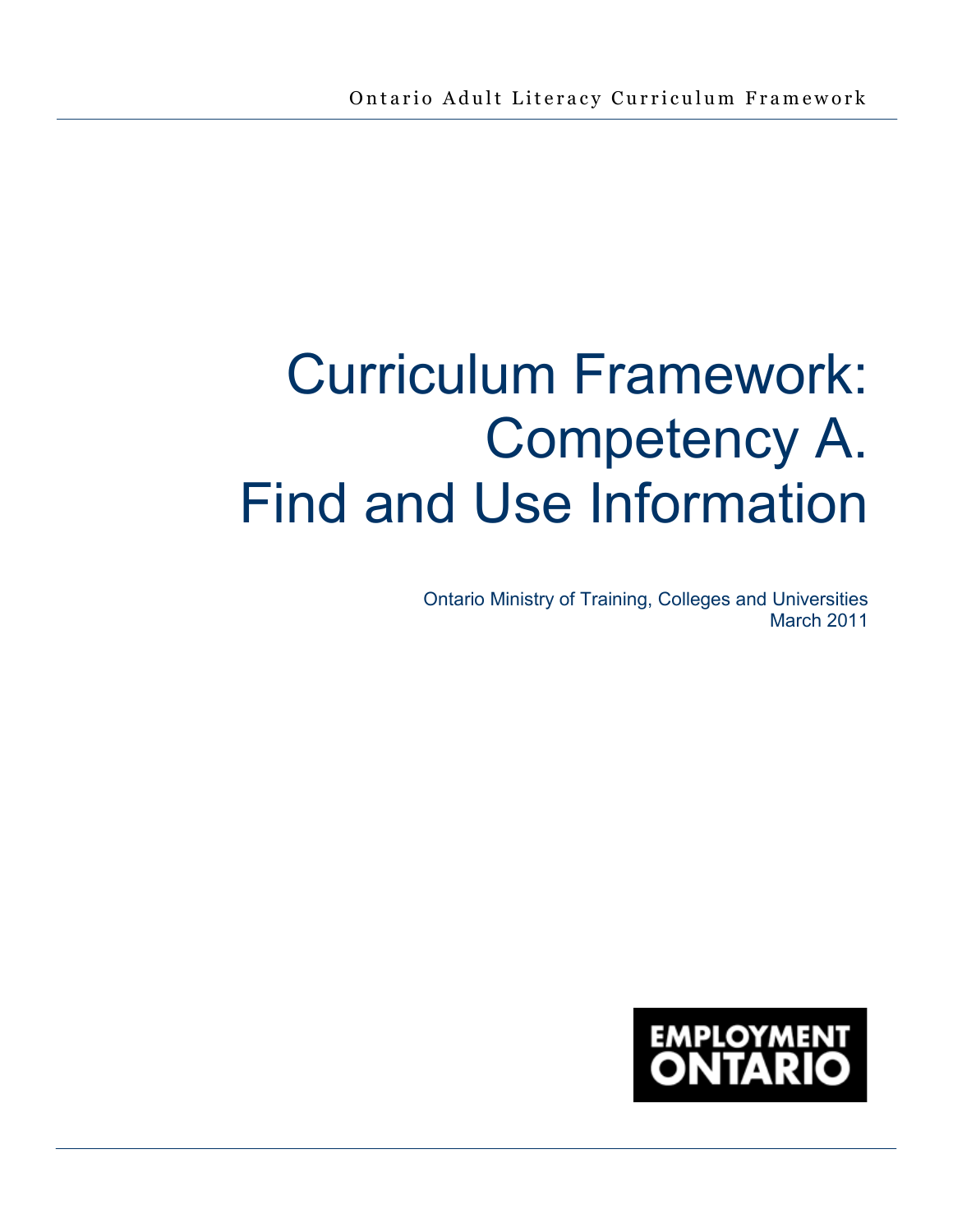Ontario Adult Literacy Curriculum Framework

# Curriculum Framework: Competency A. Find and Use Information

Ontario Ministry of Training, Colleges and Universities
March 2011

EMPLOYMENT ONTARIO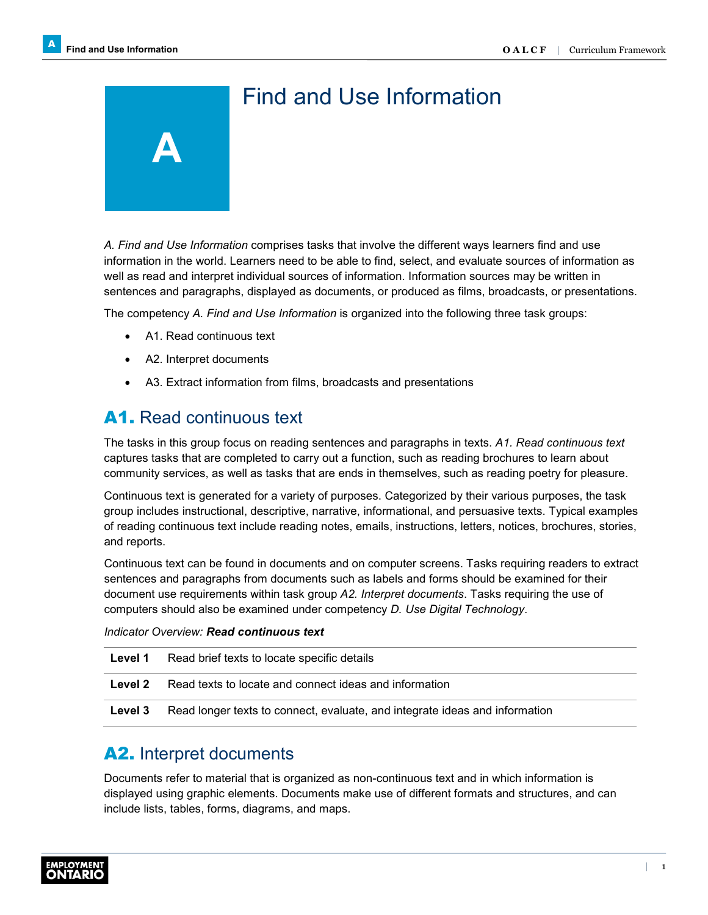# A Find and Use Information

*A. Find and Use Information* comprises tasks that involve the different ways learners find and use information in the world. Learners need to be able to find, select, and evaluate sources of information as well as read and interpret individual sources of information. Information sources may be written in sentences and paragraphs, displayed as documents, or produced as films, broadcasts, or presentations.

The competency *A. Find and Use Information* is organized into the following three task groups:

- A1. Read continuous text
- A2. Interpret documents
- A3. Extract information from films, broadcasts and presentations

## A1. Read continuous text

The tasks in this group focus on reading sentences and paragraphs in texts. *A1. Read continuous text* captures tasks that are completed to carry out a function, such as reading brochures to learn about community services, as well as tasks that are ends in themselves, such as reading poetry for pleasure.

Continuous text is generated for a variety of purposes. Categorized by their various purposes, the task group includes instructional, descriptive, narrative, informational, and persuasive texts. Typical examples of reading continuous text include reading notes, emails, instructions, letters, notices, brochures, stories, and reports.

Continuous text can be found in documents and on computer screens. Tasks requiring readers to extract sentences and paragraphs from documents such as labels and forms should be examined for their document use requirements within task group *A2. Interpret documents*. Tasks requiring the use of computers should also be examined under competency *D. Use Digital Technology*.

*Indicator Overview:* ***Read continuous text***

| | |
|---|---|
| **Level 1** | Read brief texts to locate specific details |
| **Level 2** | Read texts to locate and connect ideas and information |
| **Level 3** | Read longer texts to connect, evaluate, and integrate ideas and information |

## A2. Interpret documents

Documents refer to material that is organized as non-continuous text and in which information is displayed using graphic elements. Documents make use of different formats and structures, and can include lists, tables, forms, diagrams, and maps.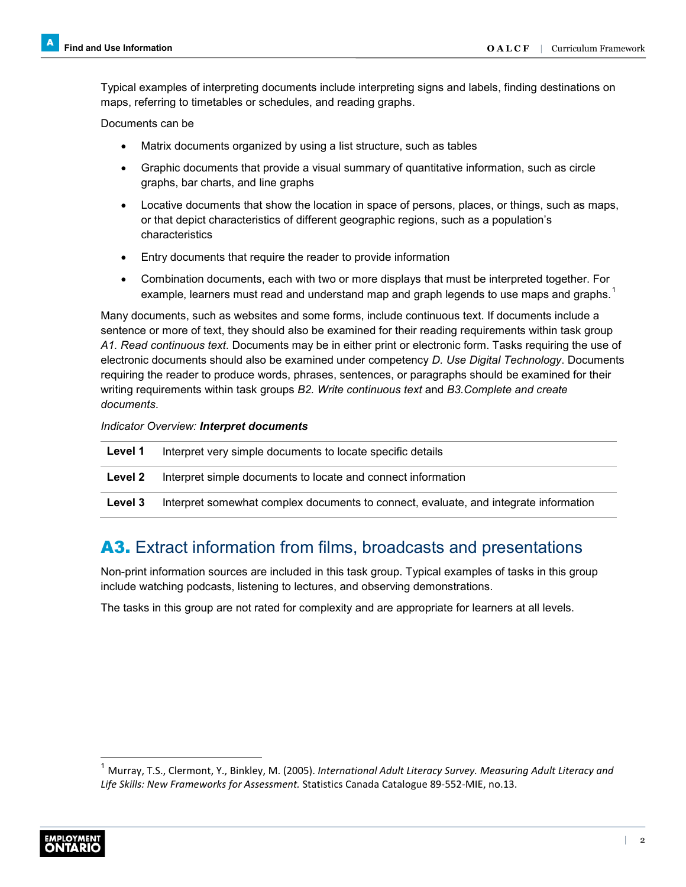Typical examples of interpreting documents include interpreting signs and labels, finding destinations on maps, referring to timetables or schedules, and reading graphs.

Documents can be

- Matrix documents organized by using a list structure, such as tables
- Graphic documents that provide a visual summary of quantitative information, such as circle graphs, bar charts, and line graphs
- Locative documents that show the location in space of persons, places, or things, such as maps, or that depict characteristics of different geographic regions, such as a population's characteristics
- Entry documents that require the reader to provide information
- Combination documents, each with two or more displays that must be interpreted together. For example, learners must read and understand map and graph legends to use maps and graphs.[1]

Many documents, such as websites and some forms, include continuous text. If documents include a sentence or more of text, they should also be examined for their reading requirements within task group *A1. Read continuous text*. Documents may be in either print or electronic form. Tasks requiring the use of electronic documents should also be examined under competency *D. Use Digital Technology*. Documents requiring the reader to produce words, phrases, sentences, or paragraphs should be examined for their writing requirements within task groups *B2. Write continuous text* and *B3.Complete and create documents*.

*Indicator Overview:* ***Interpret documents***

| | |
|---|---|
| **Level 1** | Interpret very simple documents to locate specific details |
| **Level 2** | Interpret simple documents to locate and connect information |
| **Level 3** | Interpret somewhat complex documents to connect, evaluate, and integrate information |

## A3. Extract information from films, broadcasts and presentations

Non-print information sources are included in this task group. Typical examples of tasks in this group include watching podcasts, listening to lectures, and observing demonstrations.

The tasks in this group are not rated for complexity and are appropriate for learners at all levels.

[1] Murray, T.S., Clermont, Y., Binkley, M. (2005). *International Adult Literacy Survey. Measuring Adult Literacy and Life Skills: New Frameworks for Assessment.* Statistics Canada Catalogue 89-552-MIE, no.13.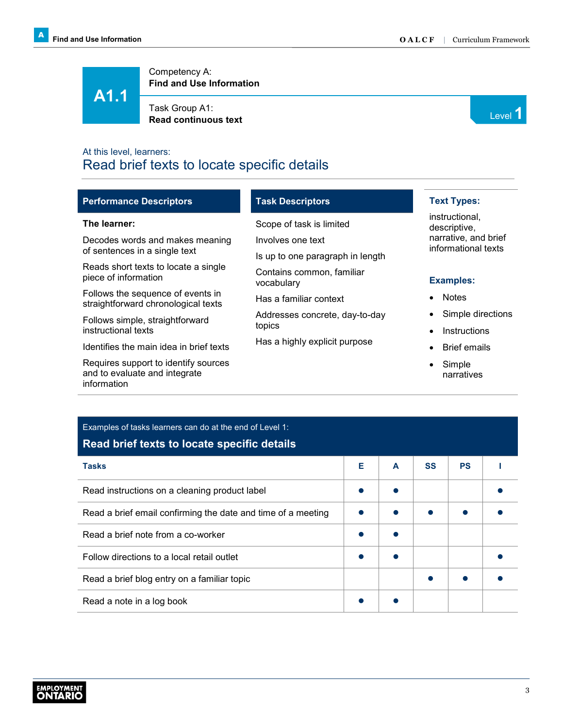# A1.1

Competency A:
**Find and Use Information**

Task Group A1:
**Read continuous text**

Level 1

At this level, learners:

## Read brief texts to locate specific details

### Performance Descriptors

**The learner:**

Decodes words and makes meaning of sentences in a single text

Reads short texts to locate a single piece of information

Follows the sequence of events in straightforward chronological texts

Follows simple, straightforward instructional texts

Identifies the main idea in brief texts

Requires support to identify sources and to evaluate and integrate information

### Task Descriptors

Scope of task is limited

Involves one text

Is up to one paragraph in length

Contains common, familiar vocabulary

Has a familiar context

Addresses concrete, day-to-day topics

Has a highly explicit purpose

### Text Types:

instructional, descriptive, narrative, and brief informational texts

### Examples:

- Notes
- Simple directions
- Instructions
- Brief emails
- Simple narratives

Examples of tasks learners can do at the end of Level 1:

### Read brief texts to locate specific details

| Tasks | E | A | SS | PS | I |
|---|---|---|---|---|---|
| Read instructions on a cleaning product label | ● | ● | | | ● |
| Read a brief email confirming the date and time of a meeting | ● | ● | ● | ● | ● |
| Read a brief note from a co-worker | ● | ● | | | |
| Follow directions to a local retail outlet | ● | ● | | | ● |
| Read a brief blog entry on a familiar topic | | | ● | ● | ● |
| Read a note in a log book | ● | ● | | | |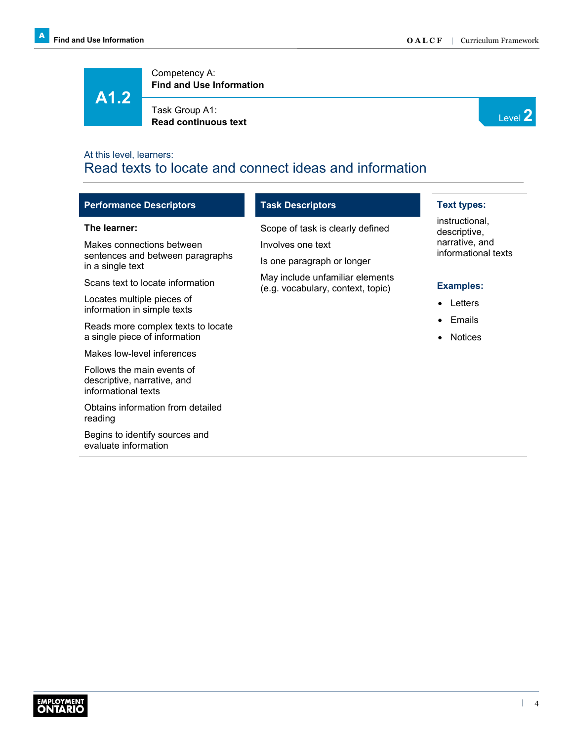# A1.2

Competency A:
**Find and Use Information**

Task Group A1:
**Read continuous text**

Level 2

At this level, learners:

## Read texts to locate and connect ideas and information

### Performance Descriptors

**The learner:**

Makes connections between sentences and between paragraphs in a single text

Scans text to locate information

Locates multiple pieces of information in simple texts

Reads more complex texts to locate a single piece of information

Makes low-level inferences

Follows the main events of descriptive, narrative, and informational texts

Obtains information from detailed reading

Begins to identify sources and evaluate information

### Task Descriptors

Scope of task is clearly defined

Involves one text

Is one paragraph or longer

May include unfamiliar elements (e.g. vocabulary, context, topic)

### Text types:

instructional, descriptive, narrative, and informational texts

### Examples:

- Letters
- Emails
- Notices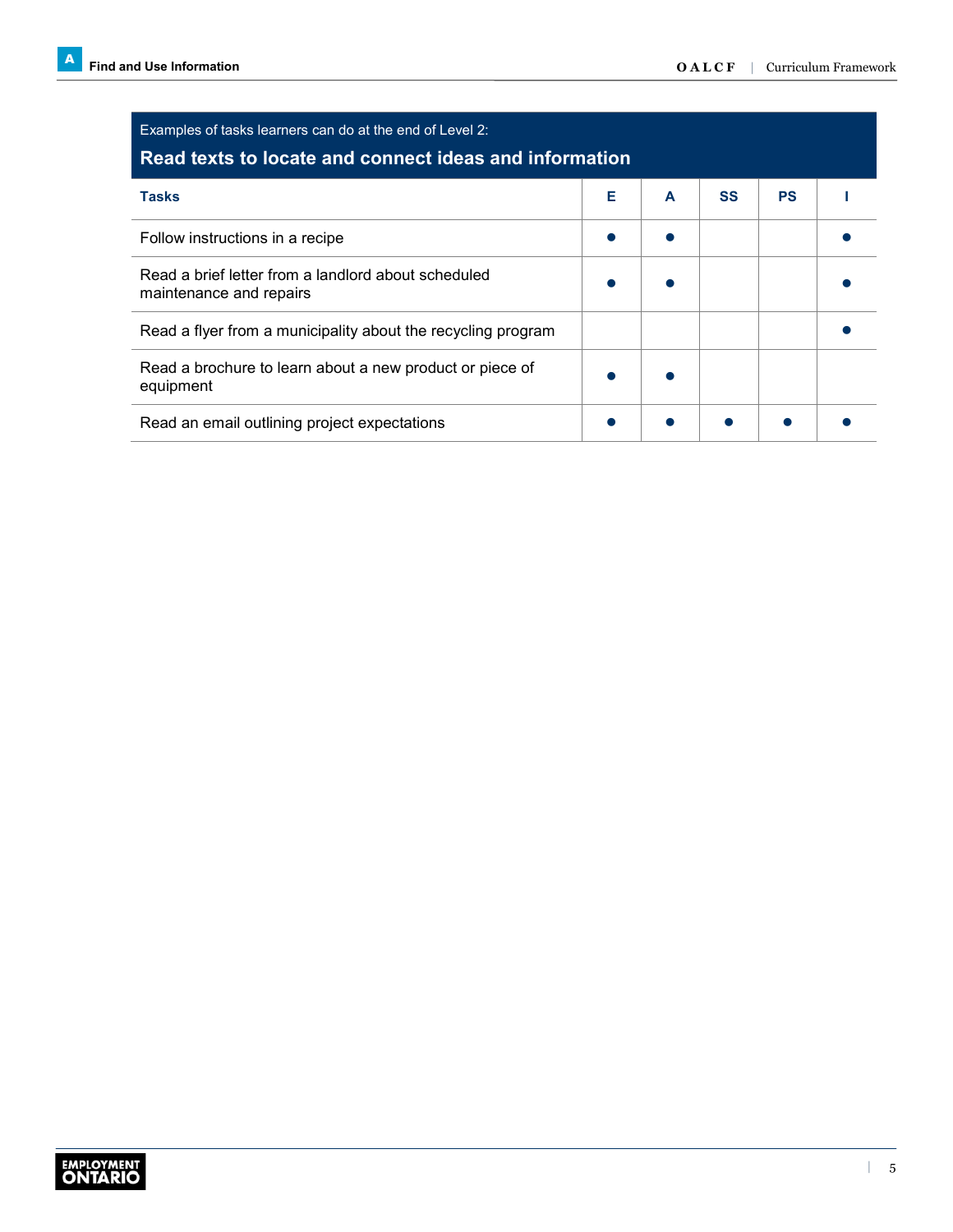Examples of tasks learners can do at the end of Level 2:

## Read texts to locate and connect ideas and information

| Tasks | E | A | SS | PS | I |
| --- | --- | --- | --- | --- | --- |
| Follow instructions in a recipe | ● | ● | | | ● |
| Read a brief letter from a landlord about scheduled maintenance and repairs | ● | ● | | | ● |
| Read a flyer from a municipality about the recycling program | | | | | ● |
| Read a brochure to learn about a new product or piece of equipment | ● | ● | | | |
| Read an email outlining project expectations | ● | ● | ● | ● | ● |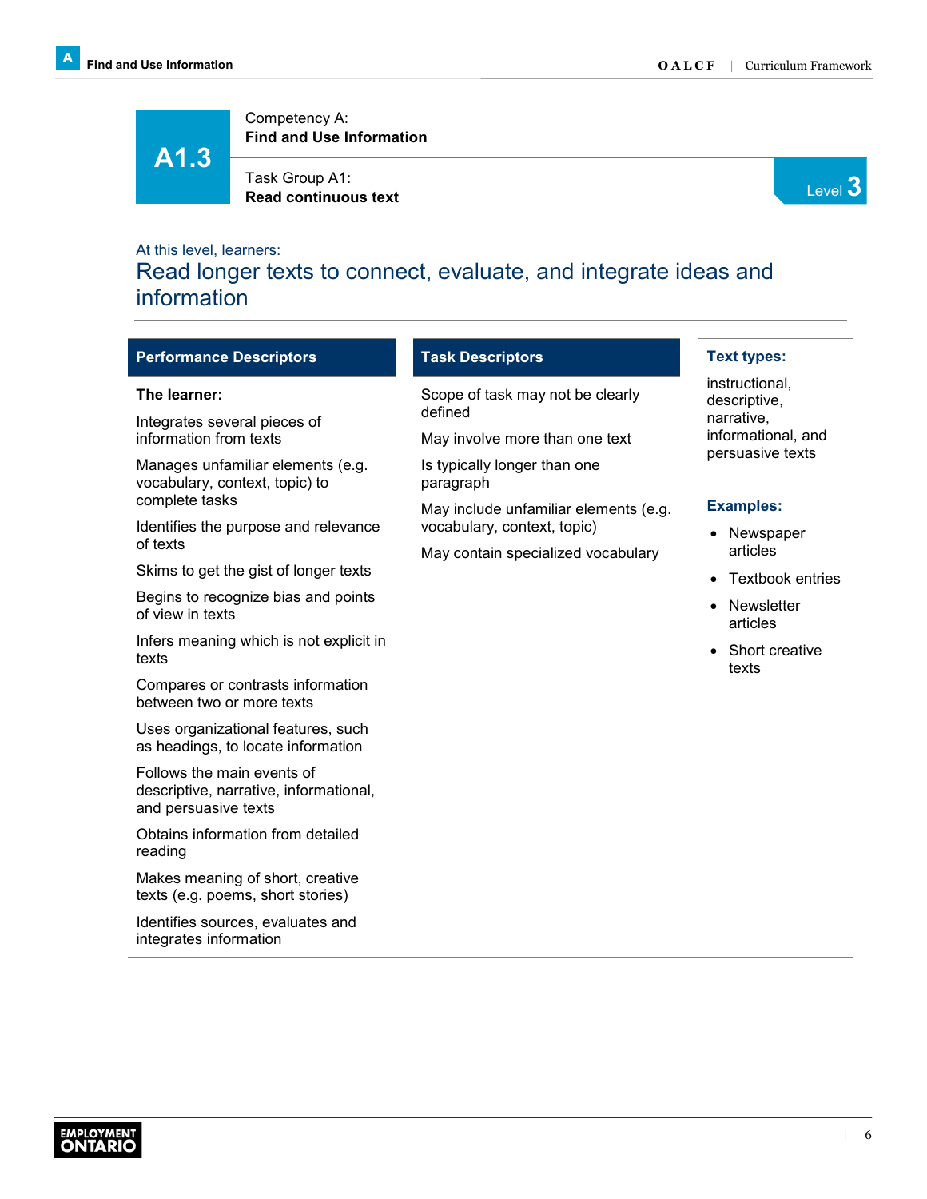# A1.3

Competency A:
**Find and Use Information**

Task Group A1:
**Read continuous text**

Level 3

At this level, learners:

## Read longer texts to connect, evaluate, and integrate ideas and information

### Performance Descriptors

**The learner:**

Integrates several pieces of information from texts

Manages unfamiliar elements (e.g. vocabulary, context, topic) to complete tasks

Identifies the purpose and relevance of texts

Skims to get the gist of longer texts

Begins to recognize bias and points of view in texts

Infers meaning which is not explicit in texts

Compares or contrasts information between two or more texts

Uses organizational features, such as headings, to locate information

Follows the main events of descriptive, narrative, informational, and persuasive texts

Obtains information from detailed reading

Makes meaning of short, creative texts (e.g. poems, short stories)

Identifies sources, evaluates and integrates information

### Task Descriptors

Scope of task may not be clearly defined

May involve more than one text

Is typically longer than one paragraph

May include unfamiliar elements (e.g. vocabulary, context, topic)

May contain specialized vocabulary

### Text types:

instructional, descriptive, narrative, informational, and persuasive texts

### Examples:

- Newspaper articles
- Textbook entries
- Newsletter articles
- Short creative texts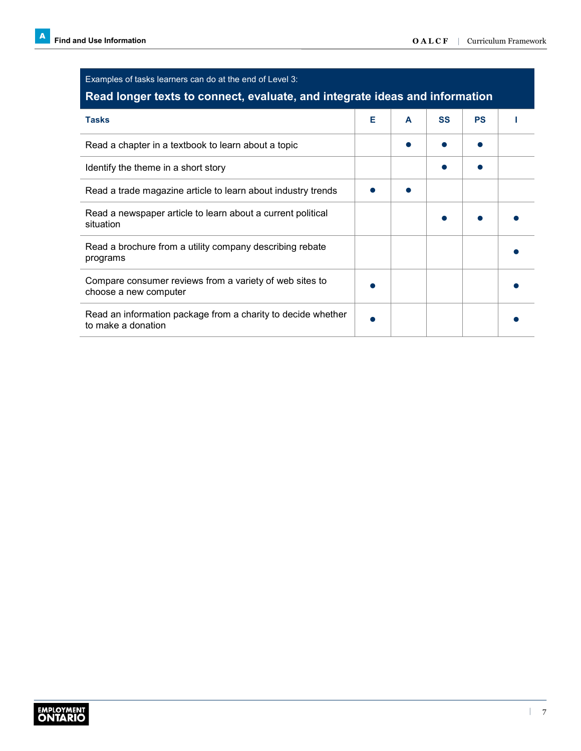Examples of tasks learners can do at the end of Level 3:

**Read longer texts to connect, evaluate, and integrate ideas and information**

| Tasks | E | A | SS | PS | I |
|---|---|---|---|---|---|
| Read a chapter in a textbook to learn about a topic | | ● | ● | ● | |
| Identify the theme in a short story | | | ● | ● | |
| Read a trade magazine article to learn about industry trends | ● | ● | | | |
| Read a newspaper article to learn about a current political situation | | | ● | ● | ● |
| Read a brochure from a utility company describing rebate programs | | | | | ● |
| Compare consumer reviews from a variety of web sites to choose a new computer | ● | | | | ● |
| Read an information package from a charity to decide whether to make a donation | ● | | | | ● |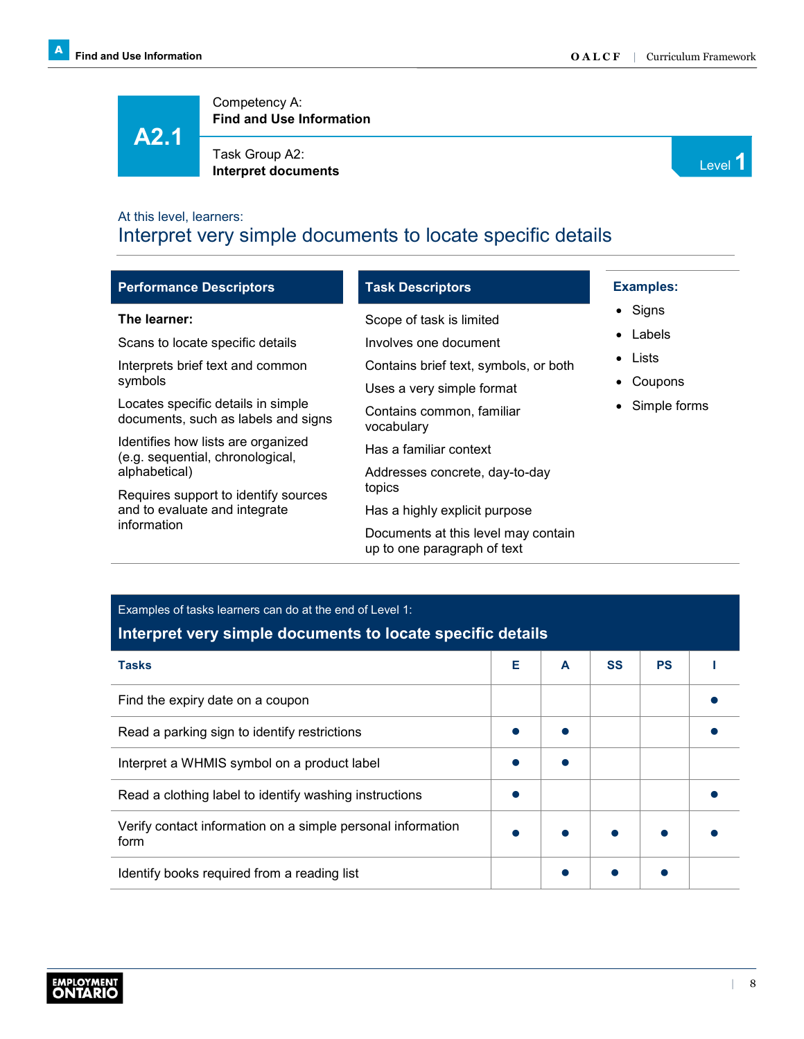# A2.1

Competency A:
**Find and Use Information**

Task Group A2:
**Interpret documents**

Level 1

At this level, learners:

## Interpret very simple documents to locate specific details

| Performance Descriptors | Task Descriptors |
|---|---|
| **The learner:** | Scope of task is limited |
| Scans to locate specific details | Involves one document |
| Interprets brief text and common symbols | Contains brief text, symbols, or both |
| Locates specific details in simple documents, such as labels and signs | Uses a very simple format |
| Identifies how lists are organized (e.g. sequential, chronological, alphabetical) | Contains common, familiar vocabulary |
| Requires support to identify sources and to evaluate and integrate information | Has a familiar context |
| | Addresses concrete, day-to-day topics |
| | Has a highly explicit purpose |
| | Documents at this level may contain up to one paragraph of text |

**Examples:**

- Signs
- Labels
- Lists
- Coupons
- Simple forms

Examples of tasks learners can do at the end of Level 1:

**Interpret very simple documents to locate specific details**

| Tasks | E | A | SS | PS | I |
|---|---|---|---|---|---|
| Find the expiry date on a coupon | | | | | ● |
| Read a parking sign to identify restrictions | ● | ● | | | ● |
| Interpret a WHMIS symbol on a product label | ● | ● | | | |
| Read a clothing label to identify washing instructions | ● | | | | ● |
| Verify contact information on a simple personal information form | ● | ● | ● | ● | ● |
| Identify books required from a reading list | | ● | ● | ● | |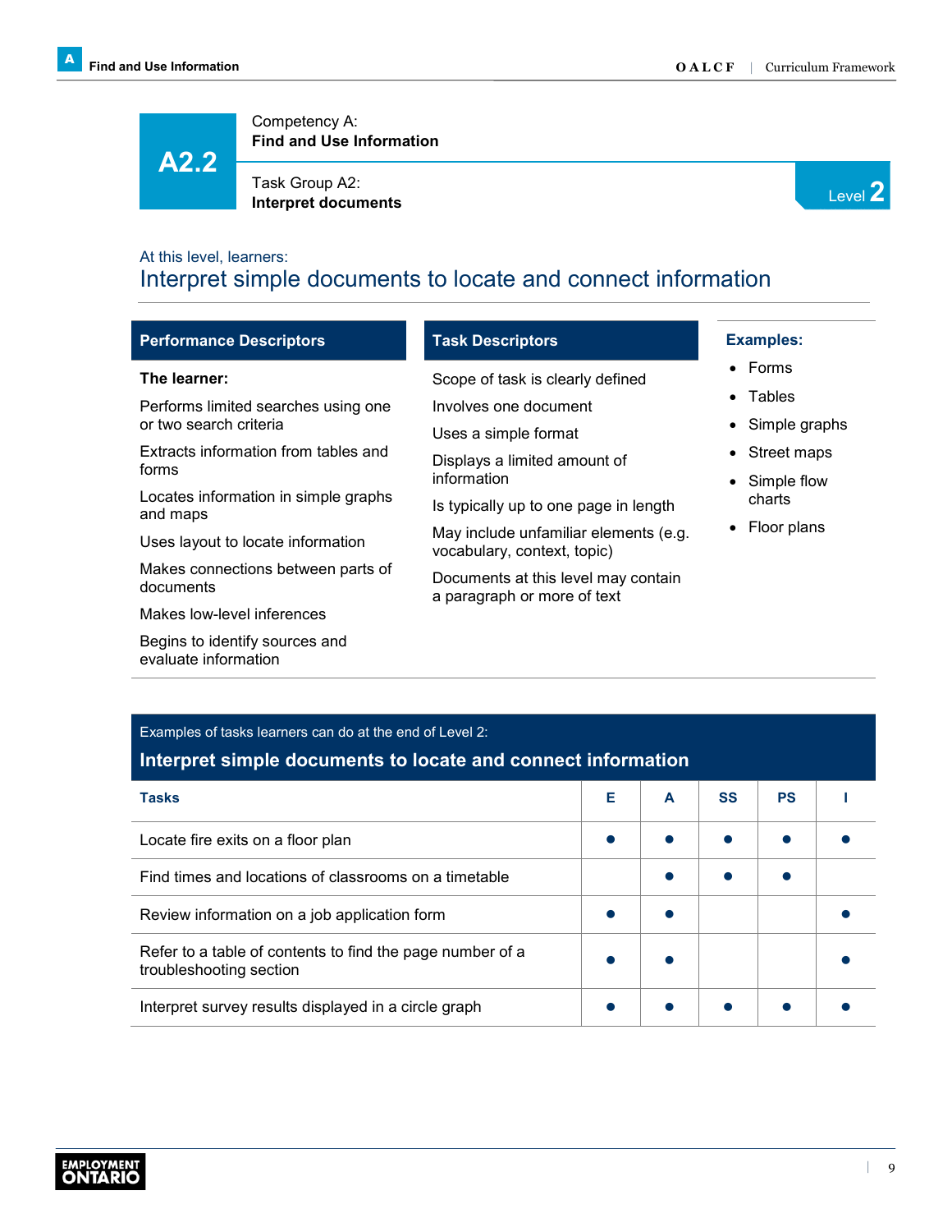# A2.2

Competency A:
**Find and Use Information**

Task Group A2:
**Interpret documents**

Level 2

At this level, learners:

## Interpret simple documents to locate and connect information

### Performance Descriptors

**The learner:**

Performs limited searches using one or two search criteria

Extracts information from tables and forms

Locates information in simple graphs and maps

Uses layout to locate information

Makes connections between parts of documents

Makes low-level inferences

Begins to identify sources and evaluate information

### Task Descriptors

Scope of task is clearly defined

Involves one document

Uses a simple format

Displays a limited amount of information

Is typically up to one page in length

May include unfamiliar elements (e.g. vocabulary, context, topic)

Documents at this level may contain a paragraph or more of text

### Examples:

- Forms
- Tables
- Simple graphs
- Street maps
- Simple flow charts
- Floor plans

Examples of tasks learners can do at the end of Level 2:

**Interpret simple documents to locate and connect information**

| Tasks | E | A | SS | PS | I |
|---|---|---|---|---|---|
| Locate fire exits on a floor plan | ● | ● | ● | ● | ● |
| Find times and locations of classrooms on a timetable | | ● | ● | ● | |
| Review information on a job application form | ● | ● | | | ● |
| Refer to a table of contents to find the page number of a troubleshooting section | ● | ● | | | ● |
| Interpret survey results displayed in a circle graph | ● | ● | ● | ● | ● |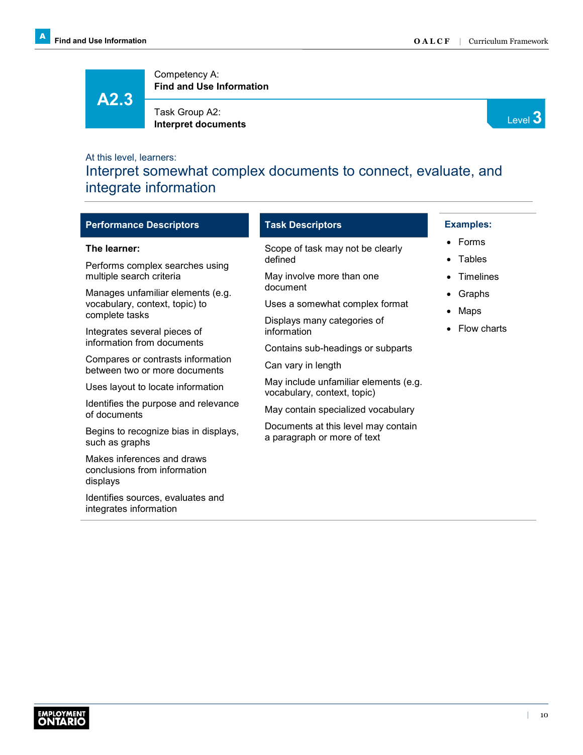# A2.3

Competency A:
**Find and Use Information**

Task Group A2:
**Interpret documents**

Level 3

At this level, learners:

## Interpret somewhat complex documents to connect, evaluate, and integrate information

### Performance Descriptors

**The learner:**

Performs complex searches using multiple search criteria

Manages unfamiliar elements (e.g. vocabulary, context, topic) to complete tasks

Integrates several pieces of information from documents

Compares or contrasts information between two or more documents

Uses layout to locate information

Identifies the purpose and relevance of documents

Begins to recognize bias in displays, such as graphs

Makes inferences and draws conclusions from information displays

Identifies sources, evaluates and integrates information

### Task Descriptors

Scope of task may not be clearly defined

May involve more than one document

Uses a somewhat complex format

Displays many categories of information

Contains sub-headings or subparts

Can vary in length

May include unfamiliar elements (e.g. vocabulary, context, topic)

May contain specialized vocabulary

Documents at this level may contain a paragraph or more of text

### Examples:

- Forms
- Tables
- Timelines
- Graphs
- Maps
- Flow charts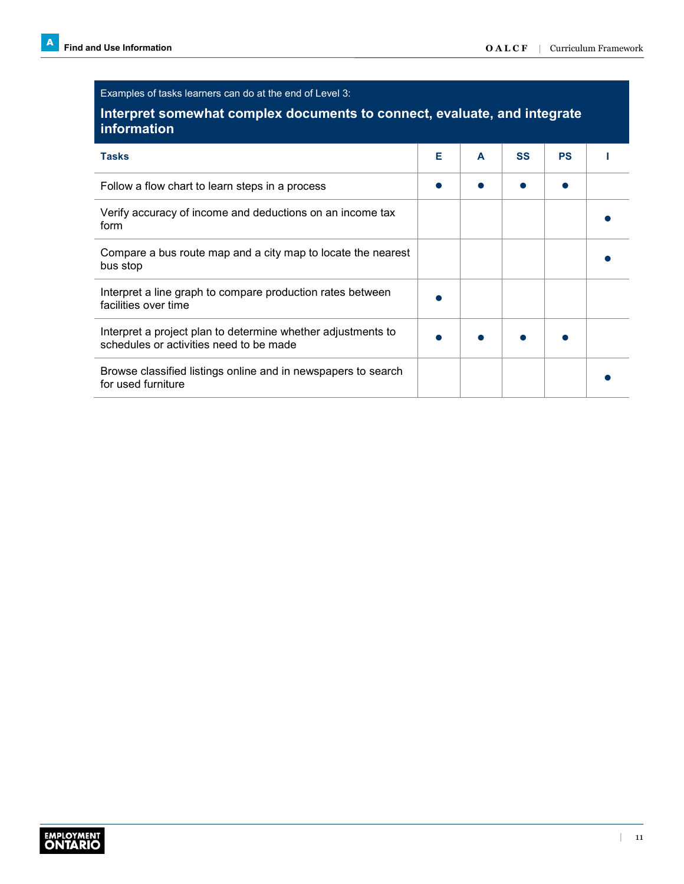Examples of tasks learners can do at the end of Level 3:

**Interpret somewhat complex documents to connect, evaluate, and integrate information**

| Tasks | E | A | SS | PS | I |
|---|---|---|---|---|---|
| Follow a flow chart to learn steps in a process | ● | ● | ● | ● | |
| Verify accuracy of income and deductions on an income tax form | | | | | ● |
| Compare a bus route map and a city map to locate the nearest bus stop | | | | | ● |
| Interpret a line graph to compare production rates between facilities over time | ● | | | | |
| Interpret a project plan to determine whether adjustments to schedules or activities need to be made | ● | ● | ● | ● | |
| Browse classified listings online and in newspapers to search for used furniture | | | | | ● |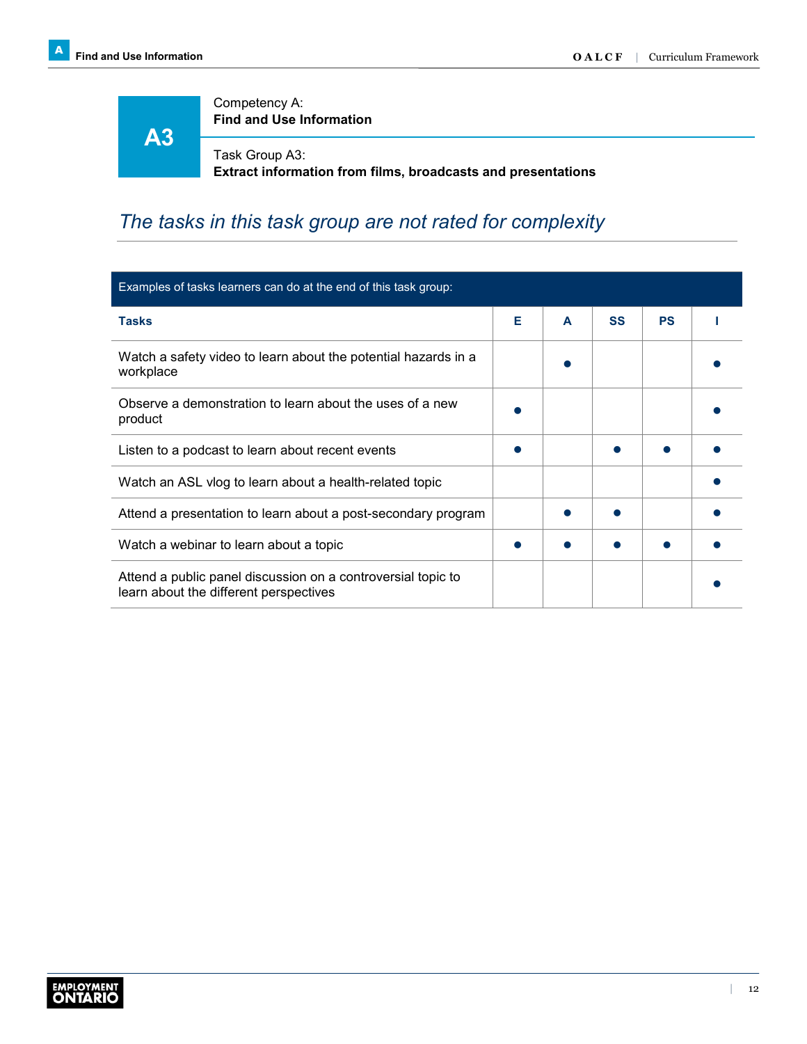A3

Competency A:
**Find and Use Information**

Task Group A3:
**Extract information from films, broadcasts and presentations**

*The tasks in this task group are not rated for complexity*

| Examples of tasks learners can do at the end of this task group: | | | | | |
|---|---|---|---|---|---|
| **Tasks** | **E** | **A** | **SS** | **PS** | **I** |
| Watch a safety video to learn about the potential hazards in a workplace | | ● | | | ● |
| Observe a demonstration to learn about the uses of a new product | ● | | | | ● |
| Listen to a podcast to learn about recent events | ● | | ● | ● | ● |
| Watch an ASL vlog to learn about a health-related topic | | | | | ● |
| Attend a presentation to learn about a post-secondary program | | ● | ● | | ● |
| Watch a webinar to learn about a topic | ● | ● | ● | ● | ● |
| Attend a public panel discussion on a controversial topic to learn about the different perspectives | | | | | ● |